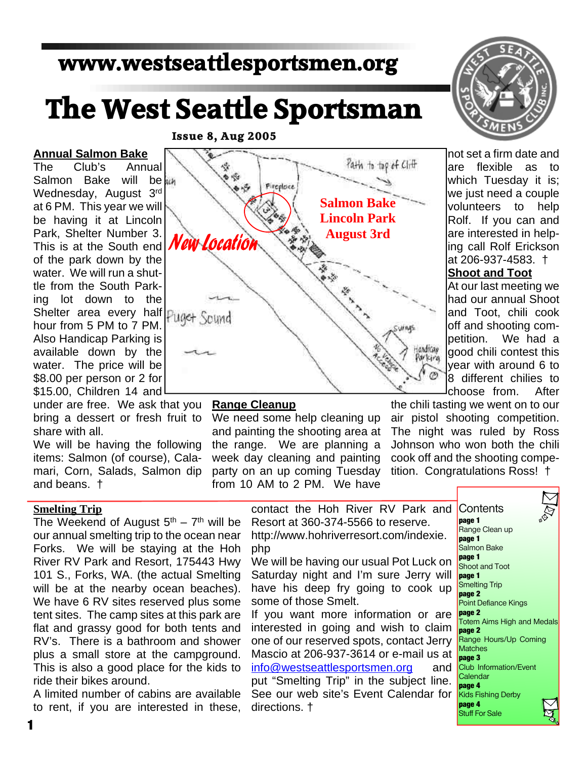www.westseattlesportsmen.org

# The West Seattle Sportsman

**Issue 8, Aug 2005**

## Annual Salmon Bake

The Club's Annual Salmon Bake will be Wednesday, August 3rd at 6 PM. This year we will be having it at Lincoln Park, Shelter Number 3. This is at the South end of the park down by the water. We will run a shuttle from the South Parking lot down to the Shelter area every half hour from 5 PM to 7 PM. Also Handicap Parking is available down by the water. The price will be $8.00 per person or 2 for $15.00, Children 14 and under are free. We ask that you bring a dessert or fresh fruit to share with all.

We will be having the following items: Salmon (of course), Calamari, Corn, Salads, Salmon dip and beans. †

New Location

Salmon Bake
Lincoln Park
August 3rd

## Range Cleanup

We need some help cleaning up and painting the shooting area at the range. We are planning a week day cleaning and painting party on an up coming Tuesday from 10 AM to 2 PM. We have not set a firm date and are flexible as to which Tuesday it is; we just need a couple volunteers to help Rolf. If you can and are interested in helping call Rolf Erickson at 206-937-4583. †

## Shoot and Toot

At our last meeting we had our annual Shoot and Toot, chili cook off and shooting competition. We had a good chili contest this year with around 6 to 8 different chilies to choose from. After the chili tasting we went on to our air pistol shooting competition. The night was ruled by Ross Johnson who won both the chili cook off and the shooting competition. Congratulations Ross! †

## Smelting Trip

The Weekend of August 5th – 7th will be our annual smelting trip to the ocean near Forks. We will be staying at the Hoh River RV Park and Resort, 175443 Hwy 101 S., Forks, WA. (the actual Smelting will be at the nearby ocean beaches). We have 6 RV sites reserved plus some tent sites. The camp sites at this park are flat and grassy good for both tents and RV's. There is a bathroom and shower plus a small store at the campground. This is also a good place for the kids to ride their bikes around.

A limited number of cabins are available to rent, if you are interested in these, contact the Hoh River RV Park and Resort at 360-374-5566 to reserve. http://www.hohriverresort.com/indexie.php

We will be having our usual Pot Luck on Saturday night and I'm sure Jerry will have his deep fry going to cook up some of those Smelt.

If you want more information or are interested in going and wish to claim one of our reserved spots, contact Jerry Mascio at 206-937-3614 or e-mail us at info@westseattlesportsmen.org and put "Smelting Trip" in the subject line. See our web site's Event Calendar for directions. †

## Contents

- **page 1** Range Clean up
- **page 1** Salmon Bake
- **page 1** Shoot and Toot
- **page 1** Smelting Trip
- **page 2** Point Defiance Kings
- **page 2** Totem Aims High and Medals
- **page 2** Range Hours/Up Coming Matches
- **page 3** Club Information/Event Calendar
- **page 4** Kids Fishing Derby
- **page 4** Stuff For Sale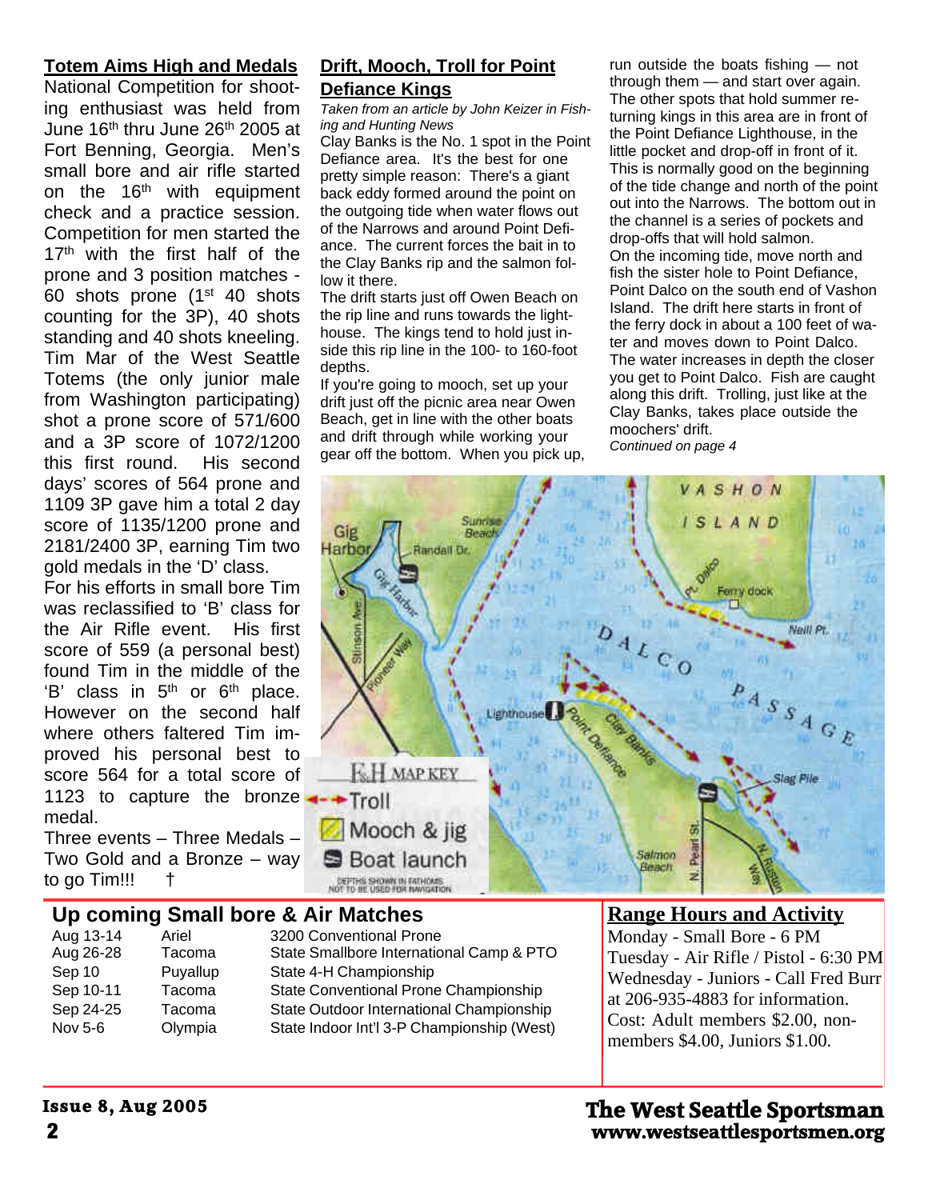## Totem Aims High and Medals

National Competition for shooting enthusiast was held from June 16th thru June 26th 2005 at Fort Benning, Georgia. Men's small bore and air rifle started on the 16th with equipment check and a practice session. Competition for men started the 17th with the first half of the prone and 3 position matches - 60 shots prone (1st 40 shots counting for the 3P), 40 shots standing and 40 shots kneeling. Tim Mar of the West Seattle Totems (the only junior male from Washington participating) shot a prone score of 571/600 and a 3P score of 1072/1200 this first round. His second days' scores of 564 prone and 1109 3P gave him a total 2 day score of 1135/1200 prone and 2181/2400 3P, earning Tim two gold medals in the 'D' class.

For his efforts in small bore Tim was reclassified to 'B' class for the Air Rifle event. His first score of 559 (a personal best) found Tim in the middle of the 'B' class in 5th or 6th place. However on the second half where others faltered Tim improved his personal best to score 564 for a total score of 1123 to capture the bronze medal.

Three events – Three Medals – Two Gold and a Bronze – way to go Tim!!! †

## Drift, Mooch, Troll for Point Defiance Kings

*Taken from an article by John Keizer in Fishing and Hunting News*

Clay Banks is the No. 1 spot in the Point Defiance area. It's the best for one pretty simple reason: There's a giant back eddy formed around the point on the outgoing tide when water flows out of the Narrows and around Point Defiance. The current forces the bait in to the Clay Banks rip and the salmon follow it there.

The drift starts just off Owen Beach on the rip line and runs towards the lighthouse. The kings tend to hold just inside this rip line in the 100- to 160-foot depths.

If you're going to mooch, set up your drift just off the picnic area near Owen Beach, get in line with the other boats and drift through while working your gear off the bottom. When you pick up, run outside the boats fishing — not through them — and start over again.

The other spots that hold summer returning kings in this area are in front of the Point Defiance Lighthouse, in the little pocket and drop-off in front of it. This is normally good on the beginning of the tide change and north of the point out into the Narrows. The bottom out in the channel is a series of pockets and drop-offs that will hold salmon.

On the incoming tide, move north and fish the sister hole to Point Defiance, Point Dalco on the south end of Vashon Island. The drift here starts in front of the ferry dock in about a 100 feet of water and moves down to Point Dalco. The water increases in depth the closer you get to Point Dalco. Fish are caught along this drift. Trolling, just like at the Clay Banks, takes place outside the moochers' drift.

*Continued on page 4*

F&H MAP KEY
Troll
Mooch & jig
Boat launch
DEPTHS SHOWN IN FATHOMS NOT TO BE USED FOR NAVIGATION

## Up coming Small bore & Air Matches

| Date | Location | Event |
|---|---|---|
| Aug 13-14 | Ariel | 3200 Conventional Prone |
| Aug 26-28 | Tacoma | State Smallbore International Camp & PTO |
| Sep 10 | Puyallup | State 4-H Championship |
| Sep 10-11 | Tacoma | State Conventional Prone Championship |
| Sep 24-25 | Tacoma | State Outdoor International Championship |
| Nov 5-6 | Olympia | State Indoor Int'l 3-P Championship (West) |

## Range Hours and Activity

Monday - Small Bore - 6 PM
Tuesday - Air Rifle / Pistol - 6:30 PM
Wednesday - Juniors - Call Fred Burr at 206-935-4883 for information.
Cost: Adult members $2.00, non-members $4.00, Juniors $1.00.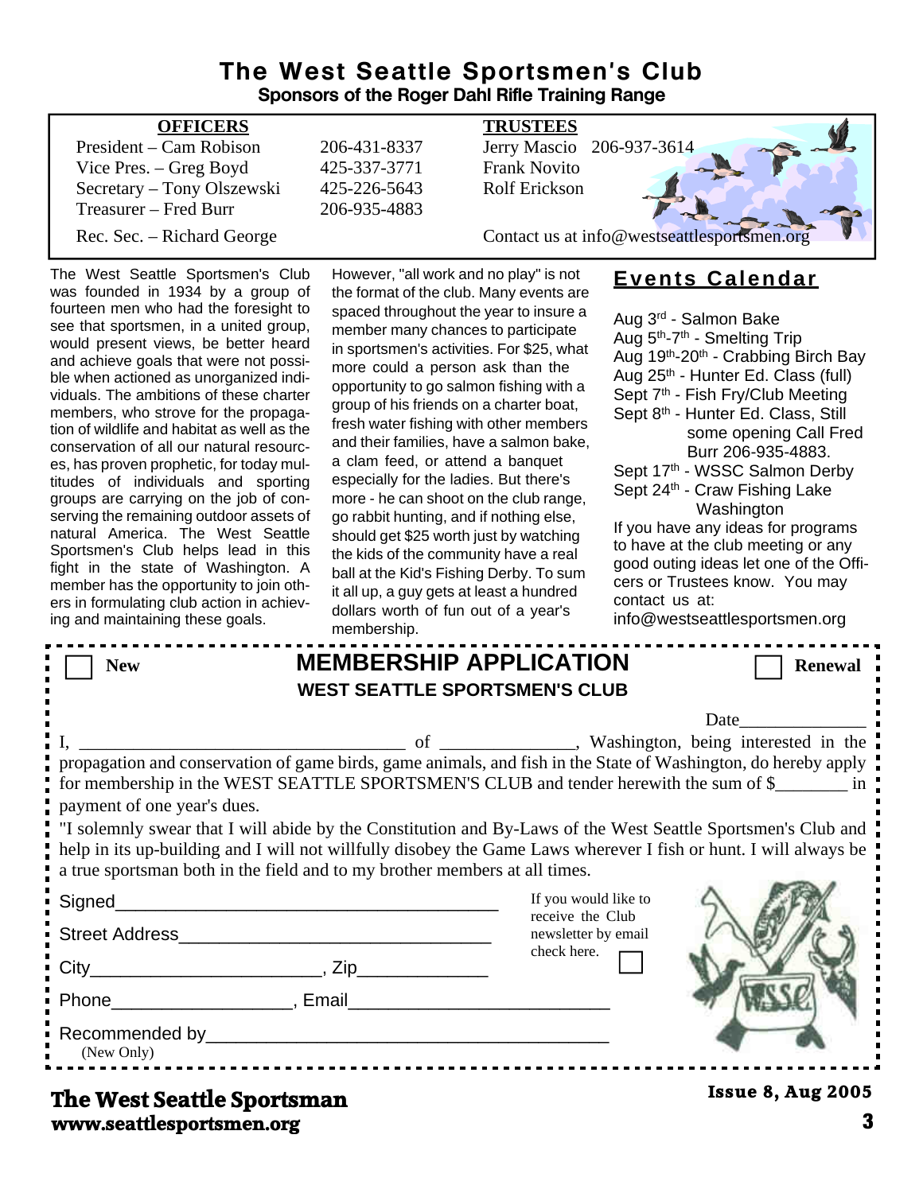# The West Seattle Sportsmen's Club

**Sponsors of the Roger Dahl Rifle Training Range**

| OFFICERS | | TRUSTEES | |
|---|---|---|---|
| President – Cam Robison | 206-431-8337 | Jerry Mascio | 206-937-3614 |
| Vice Pres. – Greg Boyd | 425-337-3771 | Frank Novito | |
| Secretary – Tony Olszewski | 425-226-5643 | Rolf Erickson | |
| Treasurer – Fred Burr | 206-935-4883 | | |
| Rec. Sec. – Richard George | | Contact us at info@westseattlesportsmen.org | |

The West Seattle Sportsmen's Club was founded in 1934 by a group of fourteen men who had the foresight to see that sportsmen, in a united group, would present views, be better heard and achieve goals that were not possible when actioned as unorganized individuals. The ambitions of these charter members, who strove for the propagation of wildlife and habitat as well as the conservation of all our natural resources, has proven prophetic, for today multitudes of individuals and sporting groups are carrying on the job of conserving the remaining outdoor assets of natural America. The West Seattle Sportsmen's Club helps lead in this fight in the state of Washington. A member has the opportunity to join others in formulating club action in achieving and maintaining these goals.

However, "all work and no play" is not the format of the club. Many events are spaced throughout the year to insure a member many chances to participate in sportsmen's activities. For $25, what more could a person ask than the opportunity to go salmon fishing with a group of his friends on a charter boat, fresh water fishing with other members and their families, have a salmon bake, a clam feed, or attend a banquet especially for the ladies. But there's more - he can shoot on the club range, go rabbit hunting, and if nothing else, should get $25 worth just by watching the kids of the community have a real ball at the Kid's Fishing Derby. To sum it all up, a guy gets at least a hundred dollars worth of fun out of a year's membership.

## Events Calendar

- Aug 3rd - Salmon Bake
- Aug 5th-7th - Smelting Trip
- Aug 19th-20th - Crabbing Birch Bay
- Aug 25th - Hunter Ed. Class (full)
- Sept 7th - Fish Fry/Club Meeting
- Sept 8th - Hunter Ed. Class, Still some opening Call Fred Burr 206-935-4883.
- Sept 17th - WSSC Salmon Derby
- Sept 24th - Craw Fishing Lake Washington

If you have any ideas for programs to have at the club meeting or any good outing ideas let one of the Officers or Trustees know. You may contact us at: info@westseattlesportsmen.org

---

☐ New

## MEMBERSHIP APPLICATION

**WEST SEATTLE SPORTSMEN'S CLUB**

☐ Renewal

Date______________

I, ____________________________________ of _______________, Washington, being interested in the propagation and conservation of game birds, game animals, and fish in the State of Washington, do hereby apply for membership in the WEST SEATTLE SPORTSMEN'S CLUB and tender herewith the sum of $________ in payment of one year's dues.

"I solemnly swear that I will abide by the Constitution and By-Laws of the West Seattle Sportsmen's Club and help in its up-building and I will not willfully disobey the Game Laws wherever I fish or hunt. I will always be a true sportsman both in the field and to my brother members at all times.

Signed_______________________________________

Street Address________________________________

City_______________________, Zip_____________

Phone__________________, Email_________________________

Recommended by_______________________________________
(New Only)

If you would like to receive the Club newsletter by email check here. ☐

**The West Seattle Sportsman**
**www.seattlesportsmen.org**

**Issue 8, Aug 2005**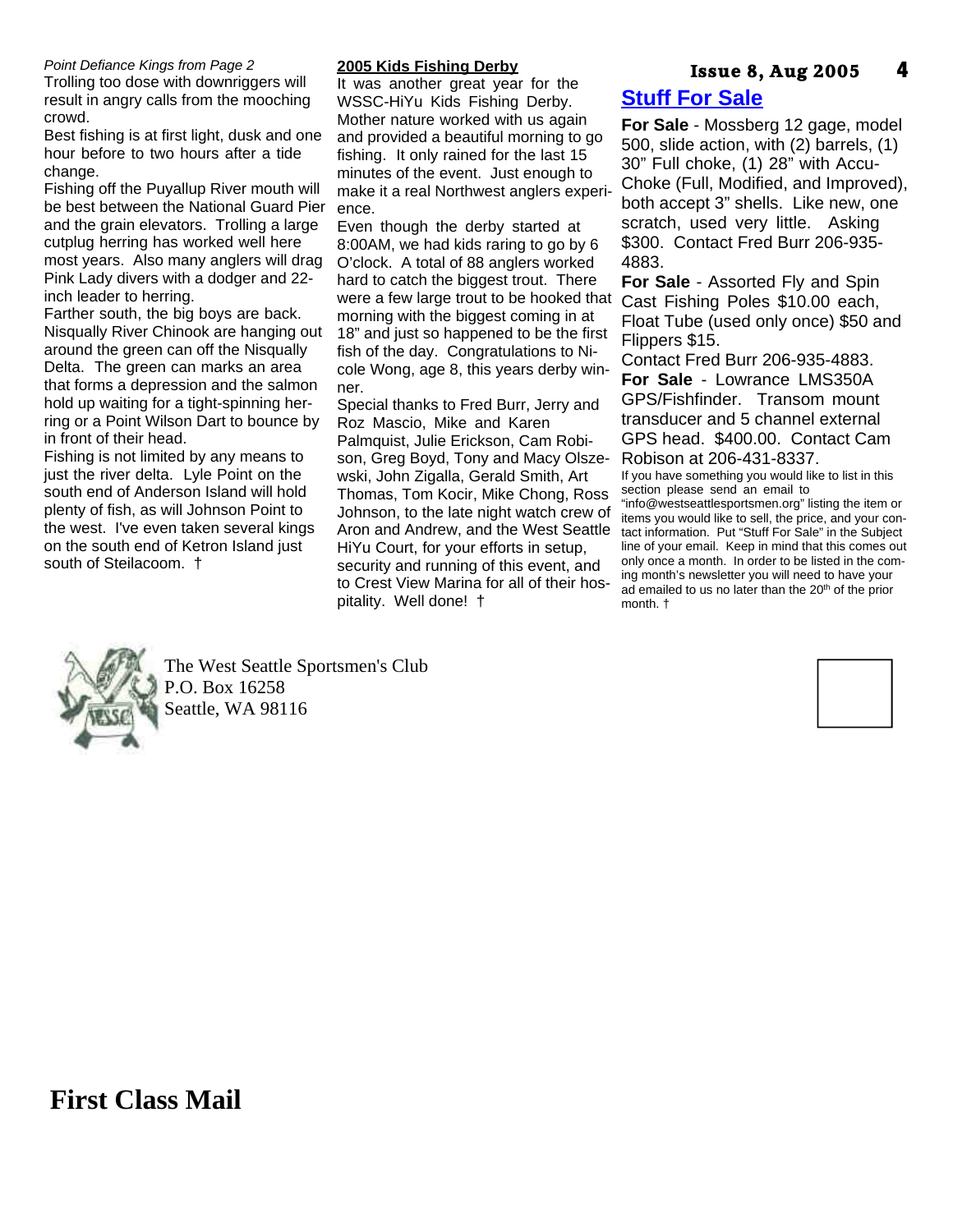*Point Defiance Kings from Page 2*

Trolling too dose with downriggers will result in angry calls from the mooching crowd.

Best fishing is at first light, dusk and one hour before to two hours after a tide change.

Fishing off the Puyallup River mouth will be best between the National Guard Pier and the grain elevators. Trolling a large cutplug herring has worked well here most years. Also many anglers will drag Pink Lady divers with a dodger and 22-inch leader to herring.

Farther south, the big boys are back. Nisqually River Chinook are hanging out around the green can off the Nisqually Delta. The green can marks an area that forms a depression and the salmon hold up waiting for a tight-spinning herring or a Point Wilson Dart to bounce by in front of their head.

Fishing is not limited by any means to just the river delta. Lyle Point on the south end of Anderson Island will hold plenty of fish, as will Johnson Point to the west. I've even taken several kings on the south end of Ketron Island just south of Steilacoom. †

## 2005 Kids Fishing Derby

It was another great year for the WSSC-HiYu Kids Fishing Derby. Mother nature worked with us again and provided a beautiful morning to go fishing. It only rained for the last 15 minutes of the event. Just enough to make it a real Northwest anglers experience.

Even though the derby started at 8:00AM, we had kids raring to go by 6 O'clock. A total of 88 anglers worked hard to catch the biggest trout. There were a few large trout to be hooked that morning with the biggest coming in at 18" and just so happened to be the first fish of the day. Congratulations to Nicole Wong, age 8, this years derby winner.

Special thanks to Fred Burr, Jerry and Roz Mascio, Mike and Karen Palmquist, Julie Erickson, Cam Robison, Greg Boyd, Tony and Macy Olszewski, John Zigalla, Gerald Smith, Art Thomas, Tom Kocir, Mike Chong, Ross Johnson, to the late night watch crew of Aron and Andrew, and the West Seattle HiYu Court, for your efforts in setup, security and running of this event, and to Crest View Marina for all of their hospitality. Well done! †

## Stuff For Sale

**For Sale** - Mossberg 12 gage, model 500, slide action, with (2) barrels, (1) 30" Full choke, (1) 28" with Accu-Choke (Full, Modified, and Improved), both accept 3" shells. Like new, one scratch, used very little. Asking $300. Contact Fred Burr 206-935-4883.

**For Sale** - Assorted Fly and Spin Cast Fishing Poles $10.00 each, Float Tube (used only once) $50 and Flippers $15.

Contact Fred Burr 206-935-4883.

**For Sale** - Lowrance LMS350A GPS/Fishfinder. Transom mount transducer and 5 channel external GPS head. $400.00. Contact Cam Robison at 206-431-8337.

If you have something you would like to list in this section please send an email to "info@westseattlesportsmen.org" listing the item or items you would like to sell, the price, and your contact information. Put "Stuff For Sale" in the Subject line of your email. Keep in mind that this comes out only once a month. In order to be listed in the coming month's newsletter you will need to have your ad emailed to us no later than the 20th of the prior month. †

The West Seattle Sportsmen's Club
P.O. Box 16258
Seattle, WA 98116

**First Class Mail**